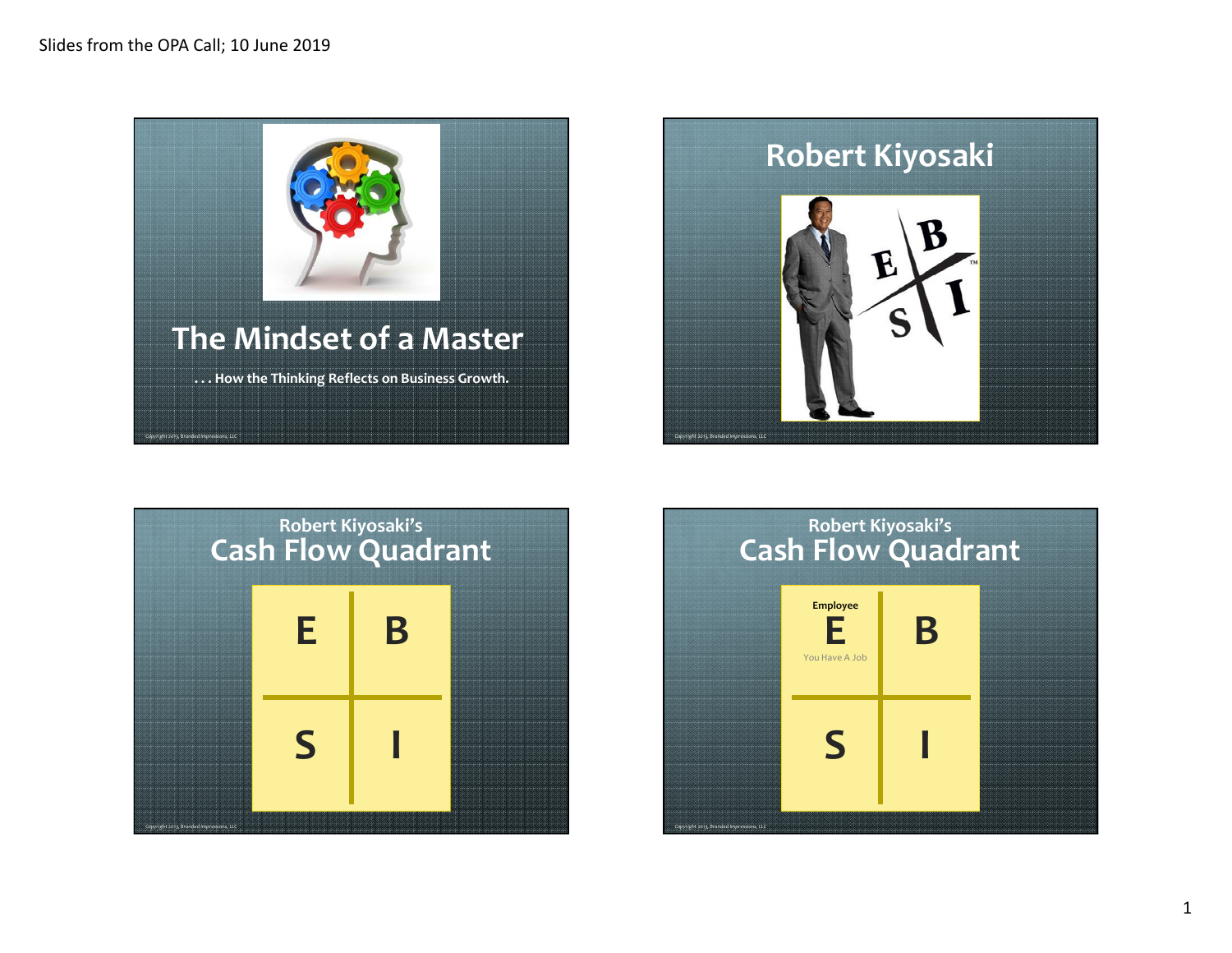Slides from the OPA Call; 10 June 2019

# The Mindset of a Master

**. . . How the Thinking Reflects on Business Growth.**

Copyright 2013, Branded Impressions, LLC

# Robert Kiyosaki

E B S I ™

Copyright 2013, Branded Impressions, LLC

## Robert Kiyosaki's Cash Flow Quadrant

| E | B |
|---|---|
| S | I |

Copyright 2013, Branded Impressions, LLC

## Robert Kiyosaki's Cash Flow Quadrant

| **Employee** E You Have A Job | B |
|---|---|
| S | I |

Copyright 2013, Branded Impressions, LLC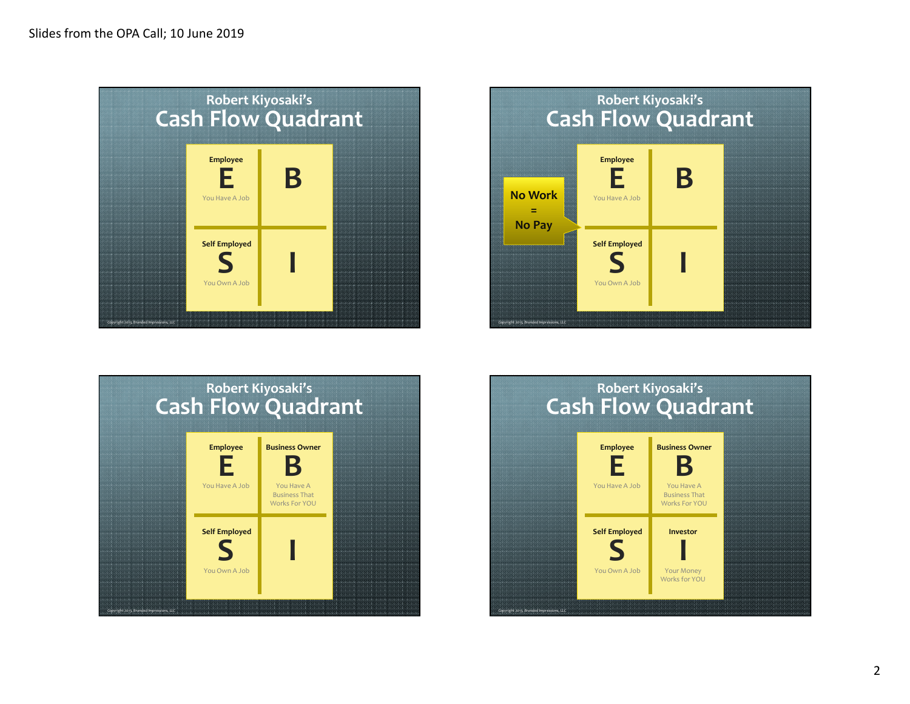Slides from the OPA Call; 10 June 2019

## Robert Kiyosaki's Cash Flow Quadrant

| Employee **E** You Have A Job | **B** |
| --- | --- |
| Self Employed **S** You Own A Job | **I** |

Copyright 2015, Branded Impressions, LLC

## Robert Kiyosaki's Cash Flow Quadrant

**No Work = No Pay**

| Employee **E** You Have A Job | **B** |
| --- | --- |
| Self Employed **S** You Own A Job | **I** |

Copyright 2015, Branded Impressions, LLC

## Robert Kiyosaki's Cash Flow Quadrant

| Employee **E** You Have A Job | Business Owner **B** You Have A Business That Works For YOU |
| --- | --- |
| Self Employed **S** You Own A Job | **I** |

Copyright 2015, Branded Impressions, LLC

## Robert Kiyosaki's Cash Flow Quadrant

| Employee **E** You Have A Job | Business Owner **B** You Have A Business That Works For YOU |
| --- | --- |
| Self Employed **S** You Own A Job | Investor **I** Your Money Works for YOU |

Copyright 2015, Branded Impressions, LLC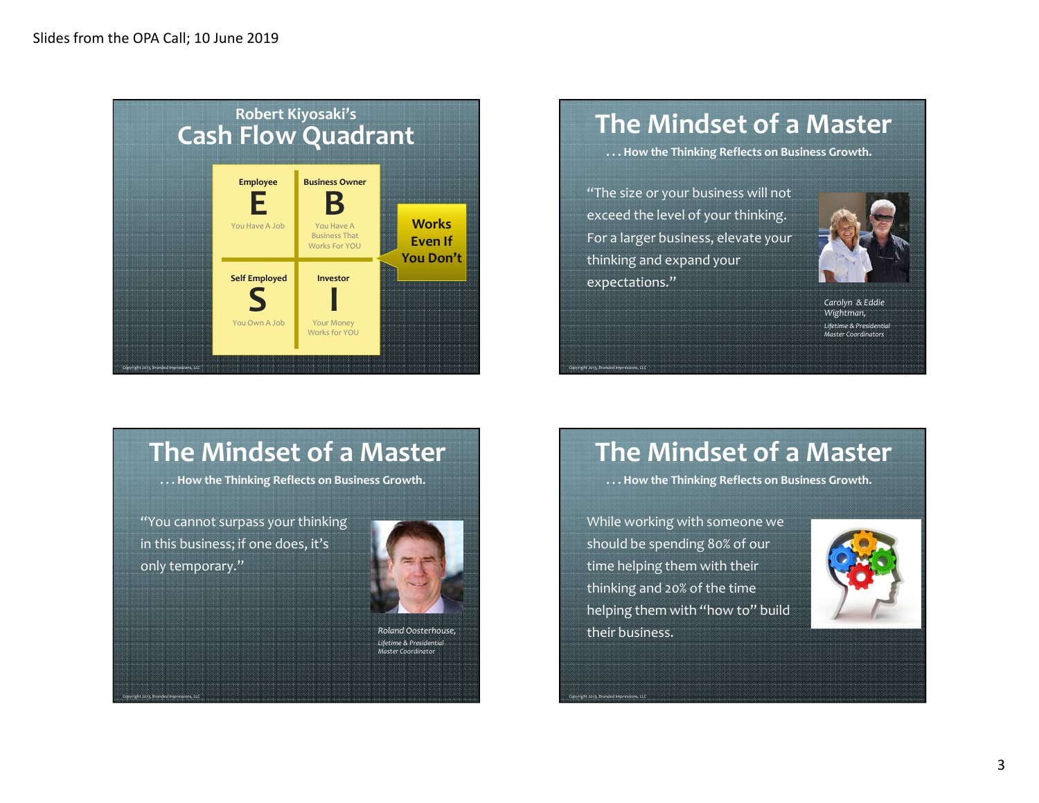Slides from the OPA Call; 10 June 2019

## Robert Kiyosaki's Cash Flow Quadrant

| Employee<br>**E**<br>You Have A Job | Business Owner<br>**B**<br>You Have A Business That Works For YOU |
|---|---|
| Self Employed<br>**S**<br>You Own A Job | Investor<br>**I**<br>Your Money Works for YOU |

**Works Even If You Don't**

## The Mindset of a Master

**. . . How the Thinking Reflects on Business Growth.**

"The size or your business will not exceed the level of your thinking. For a larger business, elevate your thinking and expand your expectations."

*Carolyn & Eddie Wightman,*
*Lifetime & Presidential Master Coordinators*

## The Mindset of a Master

**. . . How the Thinking Reflects on Business Growth.**

"You cannot surpass your thinking in this business; if one does, it's only temporary."

*Roland Oosterhouse,*
*Lifetime & Presidential Master Coordinator*

## The Mindset of a Master

**. . . How the Thinking Reflects on Business Growth.**

While working with someone we should be spending 80% of our time helping them with their thinking and 20% of the time helping them with "how to" build their business.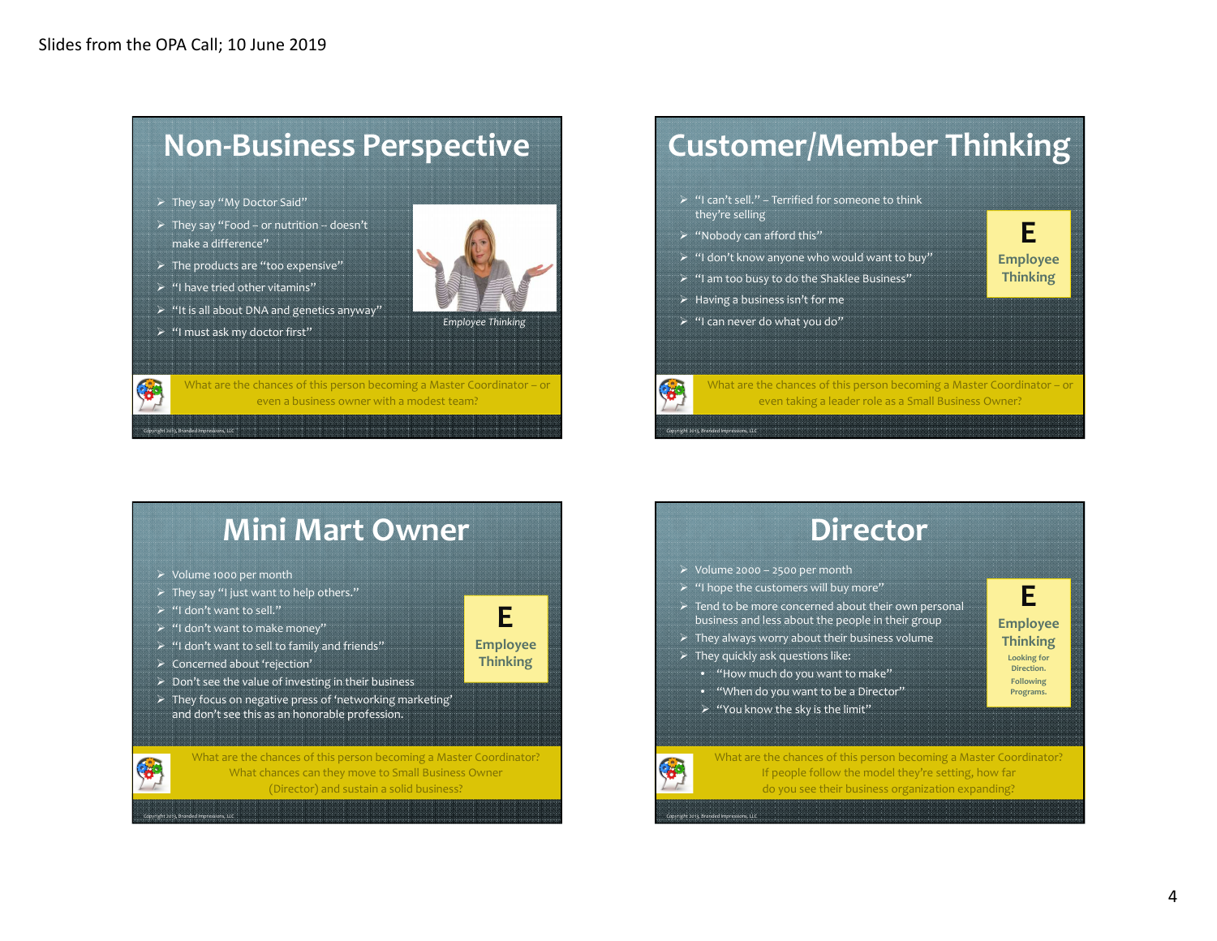Slides from the OPA Call; 10 June 2019

## Non-Business Perspective

- They say "My Doctor Said"
- They say "Food – or nutrition – doesn't make a difference"
- The products are "too expensive"
- "I have tried other vitamins"
- "It is all about DNA and genetics anyway"
- "I must ask my doctor first"

*Employee Thinking*

What are the chances of this person becoming a Master Coordinator – or even a business owner with a modest team?

Copyright 2013, Branded Impressions, LLC

## Customer/Member Thinking

- "I can't sell." – Terrified for someone to think they're selling
- "Nobody can afford this"
- "I don't know anyone who would want to buy"
- "I am too busy to do the Shaklee Business"
- Having a business isn't for me
- "I can never do what you do"

**E**
**Employee Thinking**

What are the chances of this person becoming a Master Coordinator – or even taking a leader role as a Small Business Owner?

Copyright 2013, Branded Impressions, LLC

## Mini Mart Owner

- Volume 1000 per month
- They say "I just want to help others."
- "I don't want to sell."
- "I don't want to make money"
- "I don't want to sell to family and friends"
- Concerned about 'rejection'
- Don't see the value of investing in their business
- They focus on negative press of 'networking marketing' and don't see this as an honorable profession.

**E**
**Employee Thinking**

What are the chances of this person becoming a Master Coordinator? What chances can they move to Small Business Owner (Director) and sustain a solid business?

Copyright 2013, Branded Impressions, LLC

## Director

- Volume 2000 – 2500 per month
- "I hope the customers will buy more"
- Tend to be more concerned about their own personal business and less about the people in their group
- They always worry about their business volume
- They quickly ask questions like:
  - "How much do you want to make"
  - "When do you want to be a Director"
  - "You know the sky is the limit"

**E**
**Employee Thinking**
Looking for Direction.
Following Programs.

What are the chances of this person becoming a Master Coordinator? If people follow the model they're setting, how far do you see their business organization expanding?

Copyright 2013, Branded Impressions, LLC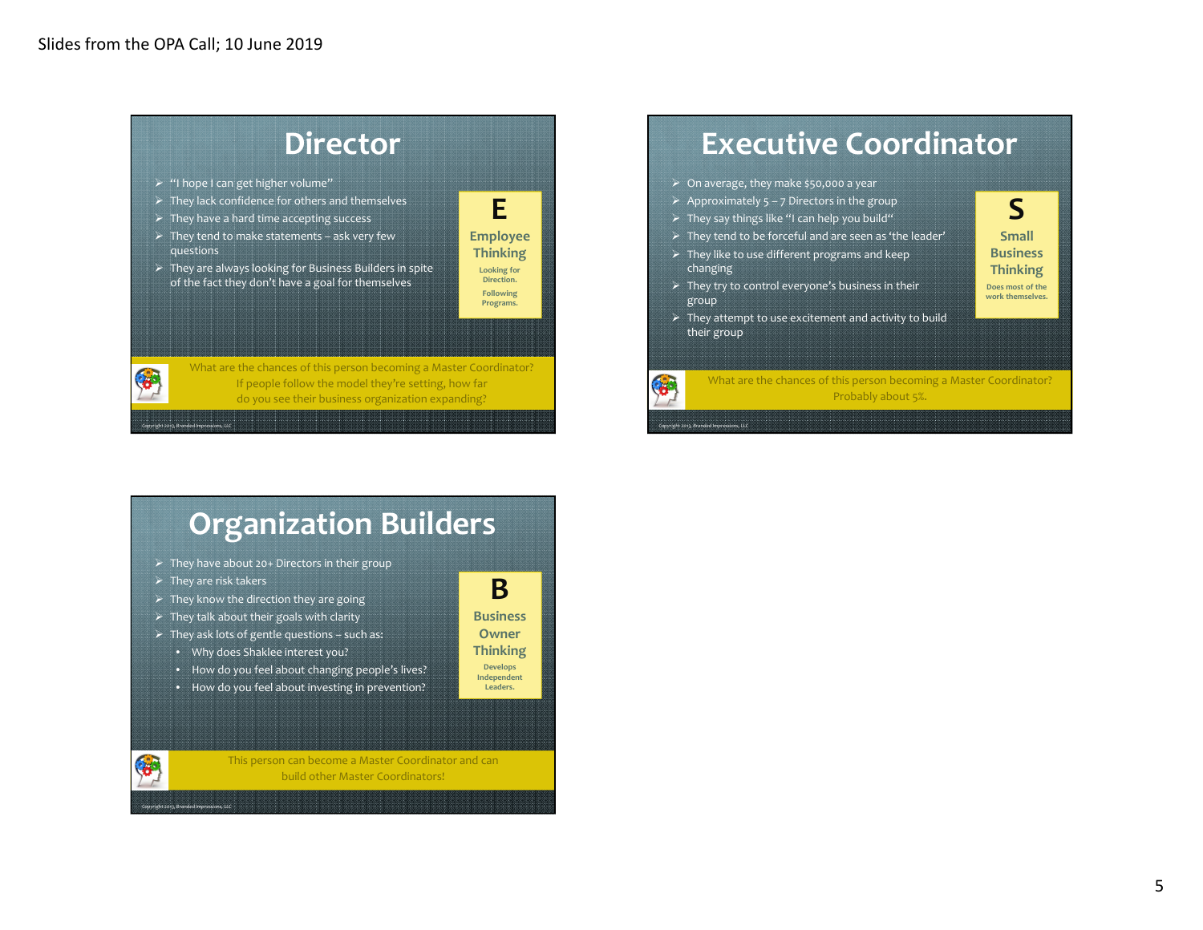Slides from the OPA Call; 10 June 2019

# Director

- "I hope I can get higher volume"
- They lack confidence for others and themselves
- They have a hard time accepting success
- They tend to make statements – ask very few questions
- They are always looking for Business Builders in spite of the fact they don't have a goal for themselves

**E**
**Employee Thinking**
Looking for Direction.
Following Programs.

What are the chances of this person becoming a Master Coordinator? If people follow the model they're setting, how far do you see their business organization expanding?

Copyright 2013, Branded Impressions, LLC

# Executive Coordinator

- On average, they make $50,000 a year
- Approximately 5 – 7 Directors in the group
- They say things like "I can help you build"
- They tend to be forceful and are seen as 'the leader'
- They like to use different programs and keep changing
- They try to control everyone's business in their group
- They attempt to use excitement and activity to build their group

**S**
**Small Business Thinking**
Does most of the work themselves.

What are the chances of this person becoming a Master Coordinator? Probably about 5%.

Copyright 2013, Branded Impressions, LLC

# Organization Builders

- They have about 20+ Directors in their group
- They are risk takers
- They know the direction they are going
- They talk about their goals with clarity
- They ask lots of gentle questions – such as:
  - Why does Shaklee interest you?
  - How do you feel about changing people's lives?
  - How do you feel about investing in prevention?

**B**
**Business Owner Thinking**
Develops Independent Leaders.

This person can become a Master Coordinator and can build other Master Coordinators!

Copyright 2013, Branded Impressions, LLC